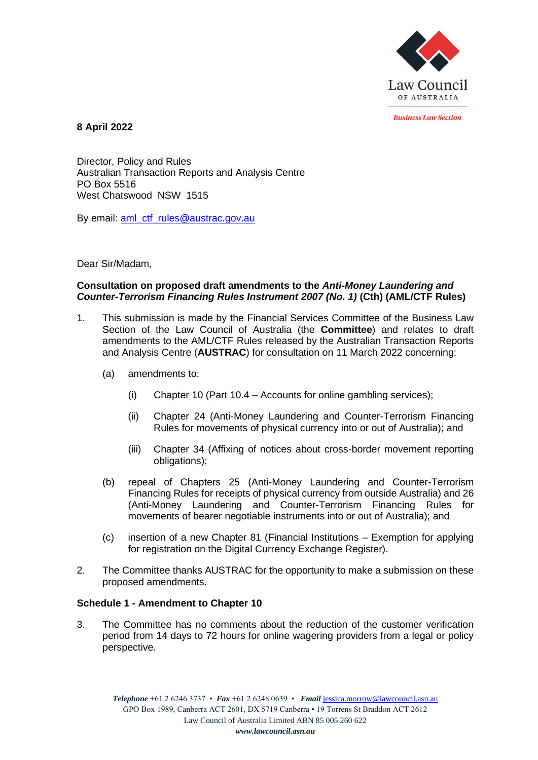Law Council OF AUSTRALIA

*Business Law Section*

**8 April 2022**

Director, Policy and Rules
Australian Transaction Reports and Analysis Centre
PO Box 5516
West Chatswood NSW 1515

By email: [aml_ctf_rules@austrac.gov.au](mailto:aml_ctf_rules@austrac.gov.au)

Dear Sir/Madam,

**Consultation on proposed draft amendments to the *Anti-Money Laundering and Counter-Terrorism Financing Rules Instrument 2007 (No. 1)* (Cth) (AML/CTF Rules)**

1. This submission is made by the Financial Services Committee of the Business Law Section of the Law Council of Australia (the **Committee**) and relates to draft amendments to the AML/CTF Rules released by the Australian Transaction Reports and Analysis Centre (**AUSTRAC**) for consultation on 11 March 2022 concerning:

   (a) amendments to:

      (i) Chapter 10 (Part 10.4 – Accounts for online gambling services);

      (ii) Chapter 24 (Anti-Money Laundering and Counter-Terrorism Financing Rules for movements of physical currency into or out of Australia); and

      (iii) Chapter 34 (Affixing of notices about cross-border movement reporting obligations);

   (b) repeal of Chapters 25 (Anti-Money Laundering and Counter-Terrorism Financing Rules for receipts of physical currency from outside Australia) and 26 (Anti-Money Laundering and Counter-Terrorism Financing Rules for movements of bearer negotiable instruments into or out of Australia); and

   (c) insertion of a new Chapter 81 (Financial Institutions – Exemption for applying for registration on the Digital Currency Exchange Register).

2. The Committee thanks AUSTRAC for the opportunity to make a submission on these proposed amendments.

**Schedule 1 - Amendment to Chapter 10**

3. The Committee has no comments about the reduction of the customer verification period from 14 days to 72 hours for online wagering providers from a legal or policy perspective.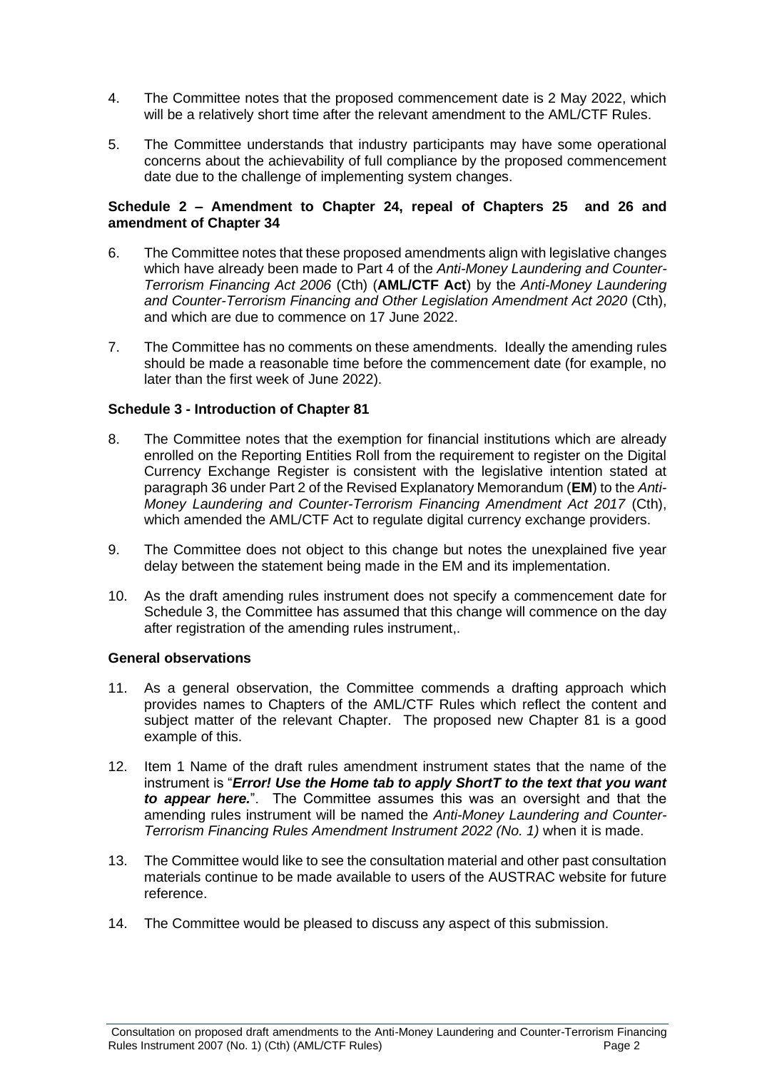4. The Committee notes that the proposed commencement date is 2 May 2022, which will be a relatively short time after the relevant amendment to the AML/CTF Rules.

5. The Committee understands that industry participants may have some operational concerns about the achievability of full compliance by the proposed commencement date due to the challenge of implementing system changes.

**Schedule 2 – Amendment to Chapter 24, repeal of Chapters 25 and 26 and amendment of Chapter 34**

6. The Committee notes that these proposed amendments align with legislative changes which have already been made to Part 4 of the *Anti-Money Laundering and Counter-Terrorism Financing Act 2006* (Cth) (**AML/CTF Act**) by the *Anti-Money Laundering and Counter-Terrorism Financing and Other Legislation Amendment Act 2020* (Cth), and which are due to commence on 17 June 2022.

7. The Committee has no comments on these amendments. Ideally the amending rules should be made a reasonable time before the commencement date (for example, no later than the first week of June 2022).

**Schedule 3 - Introduction of Chapter 81**

8. The Committee notes that the exemption for financial institutions which are already enrolled on the Reporting Entities Roll from the requirement to register on the Digital Currency Exchange Register is consistent with the legislative intention stated at paragraph 36 under Part 2 of the Revised Explanatory Memorandum (**EM**) to the *Anti-Money Laundering and Counter-Terrorism Financing Amendment Act 2017* (Cth), which amended the AML/CTF Act to regulate digital currency exchange providers.

9. The Committee does not object to this change but notes the unexplained five year delay between the statement being made in the EM and its implementation.

10. As the draft amending rules instrument does not specify a commencement date for Schedule 3, the Committee has assumed that this change will commence on the day after registration of the amending rules instrument,.

**General observations**

11. As a general observation, the Committee commends a drafting approach which provides names to Chapters of the AML/CTF Rules which reflect the content and subject matter of the relevant Chapter. The proposed new Chapter 81 is a good example of this.

12. Item 1 Name of the draft rules amendment instrument states that the name of the instrument is "***Error! Use the Home tab to apply ShortT to the text that you want to appear here.***". The Committee assumes this was an oversight and that the amending rules instrument will be named the *Anti-Money Laundering and Counter-Terrorism Financing Rules Amendment Instrument 2022 (No. 1)* when it is made.

13. The Committee would like to see the consultation material and other past consultation materials continue to be made available to users of the AUSTRAC website for future reference.

14. The Committee would be pleased to discuss any aspect of this submission.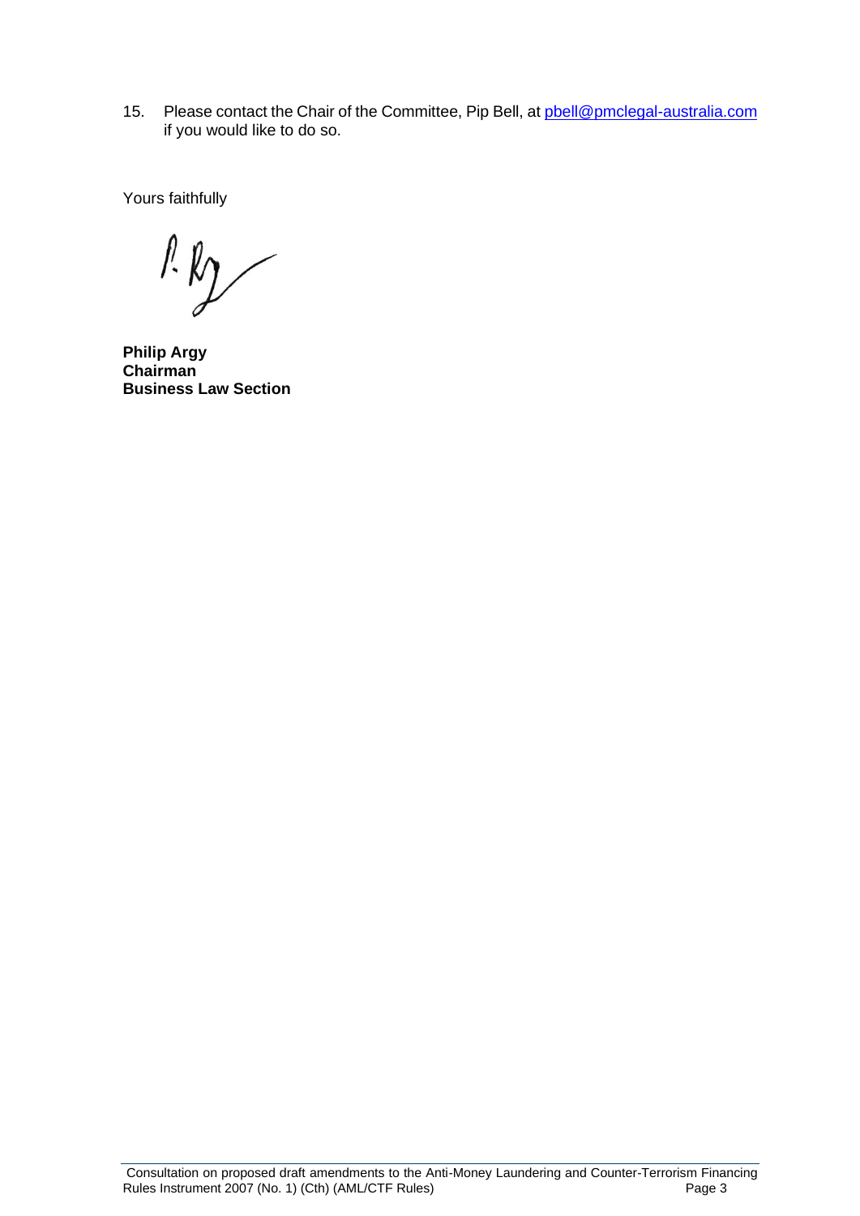15. Please contact the Chair of the Committee, Pip Bell, at pbell@pmclegal-australia.com if you would like to do so.

Yours faithfully

**Philip Argy**
**Chairman**
**Business Law Section**